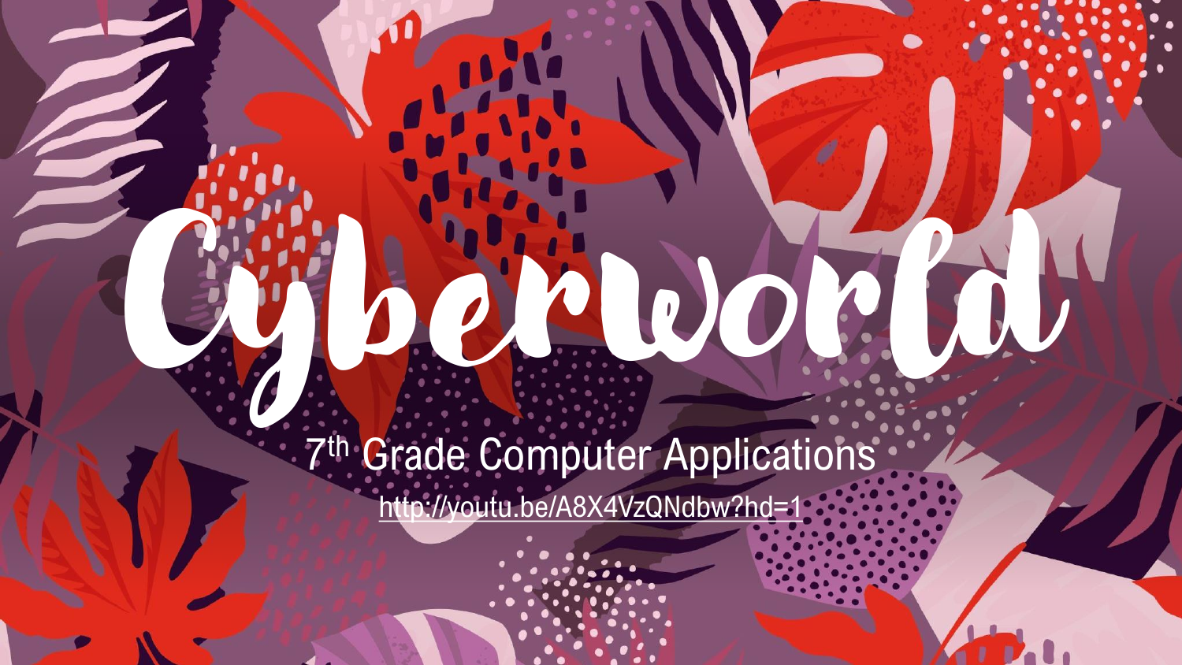# Cyberworld

7th Grade Computer Applications

http://youtu.be/A8X4VzQNdbw?hd=1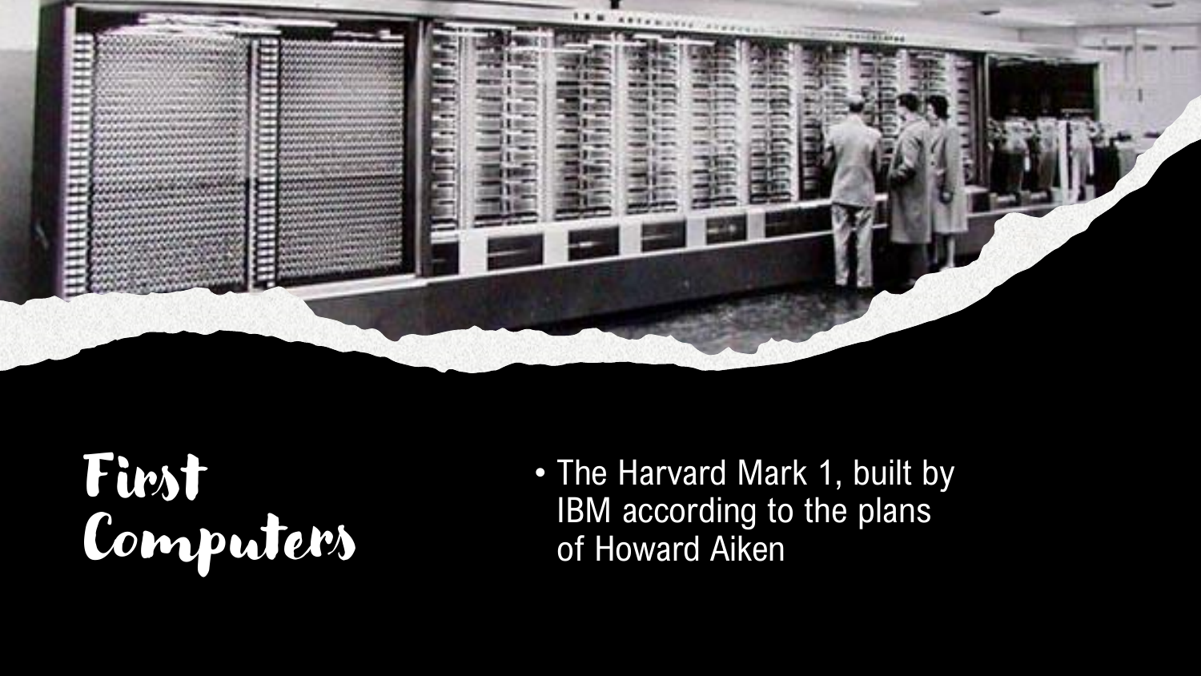# First Computers

- The Harvard Mark 1, built by IBM according to the plans of Howard Aiken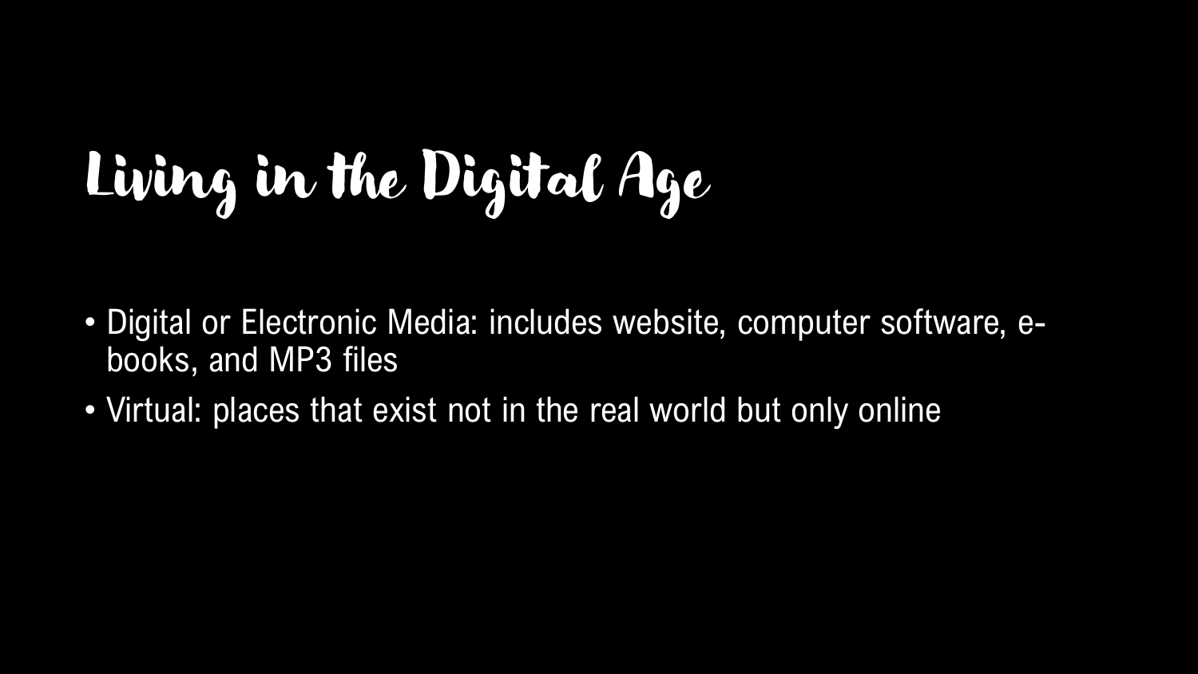# Living in the Digital Age

- Digital or Electronic Media: includes website, computer software, e-books, and MP3 files
- Virtual: places that exist not in the real world but only online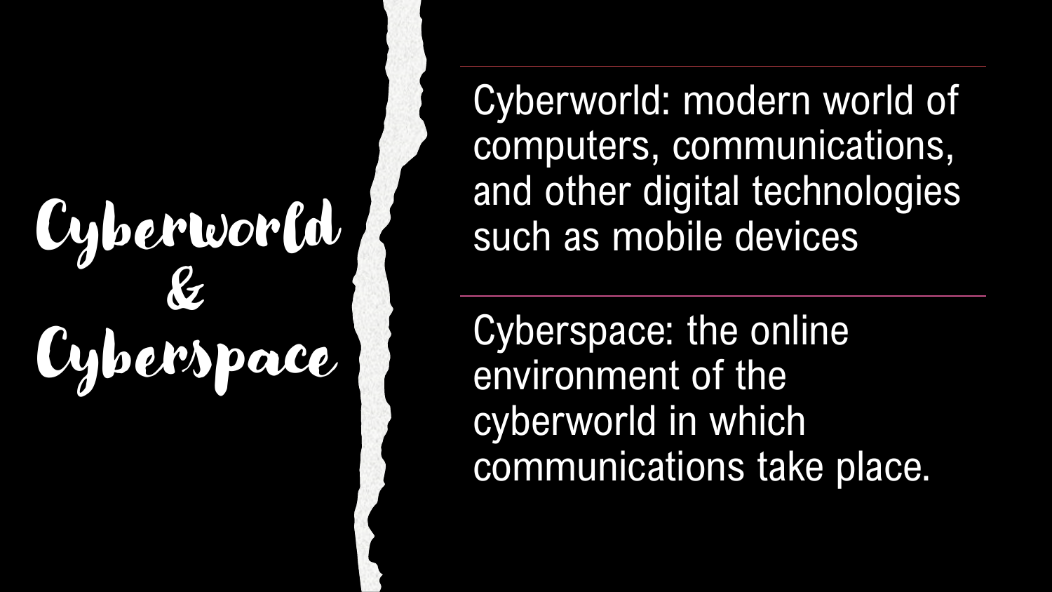# Cyberworld & Cyberspace

Cyberworld: modern world of computers, communications, and other digital technologies such as mobile devices

Cyberspace: the online environment of the cyberworld in which communications take place.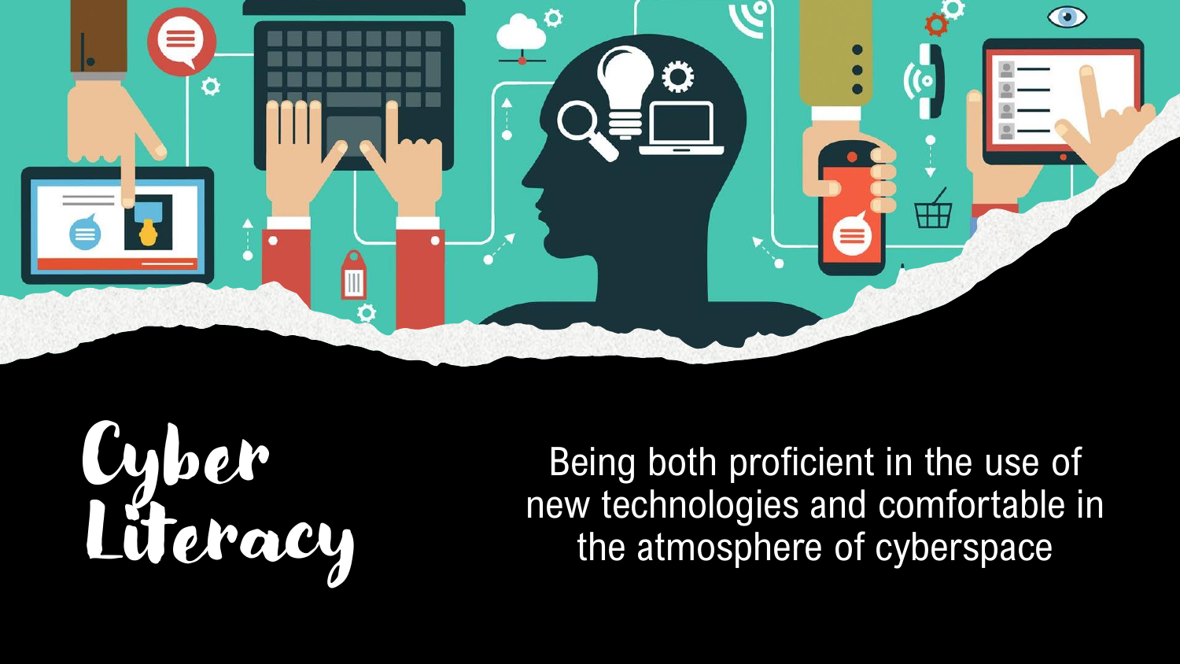# Cyber Literacy

Being both proficient in the use of new technologies and comfortable in the atmosphere of cyberspace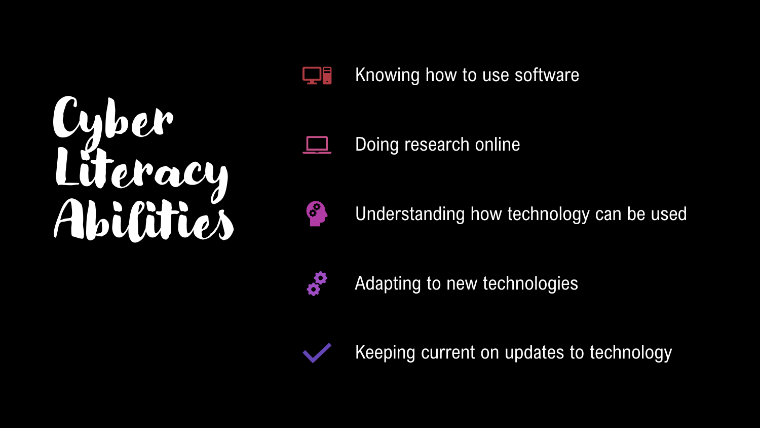# Cyber Literacy Abilities

- Knowing how to use software
- Doing research online
- Understanding how technology can be used
- Adapting to new technologies
- Keeping current on updates to technology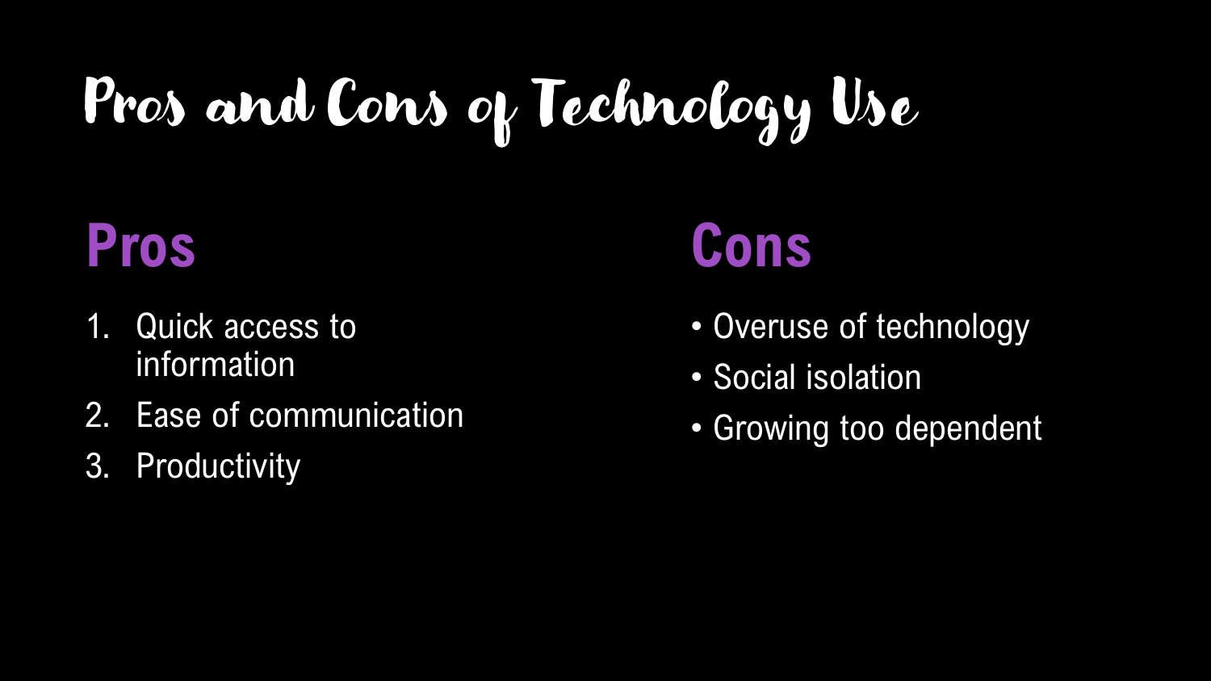# Pros and Cons of Technology Use

## Pros

1. Quick access to information
2. Ease of communication
3. Productivity

## Cons

- Overuse of technology
- Social isolation
- Growing too dependent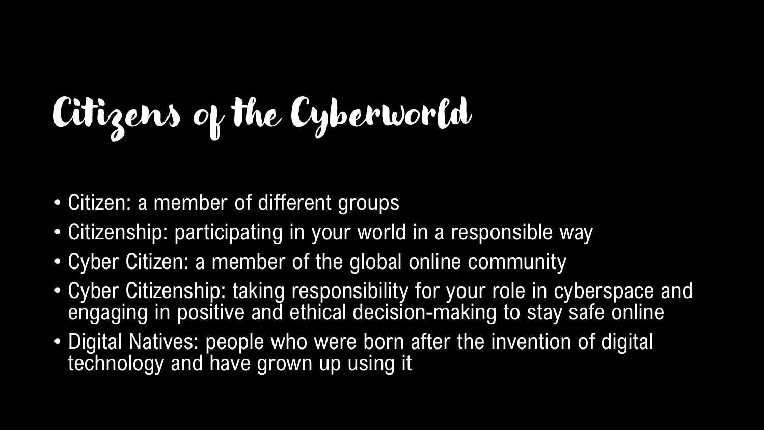# Citizens of the Cyberworld

- Citizen: a member of different groups
- Citizenship: participating in your world in a responsible way
- Cyber Citizen: a member of the global online community
- Cyber Citizenship: taking responsibility for your role in cyberspace and engaging in positive and ethical decision-making to stay safe online
- Digital Natives: people who were born after the invention of digital technology and have grown up using it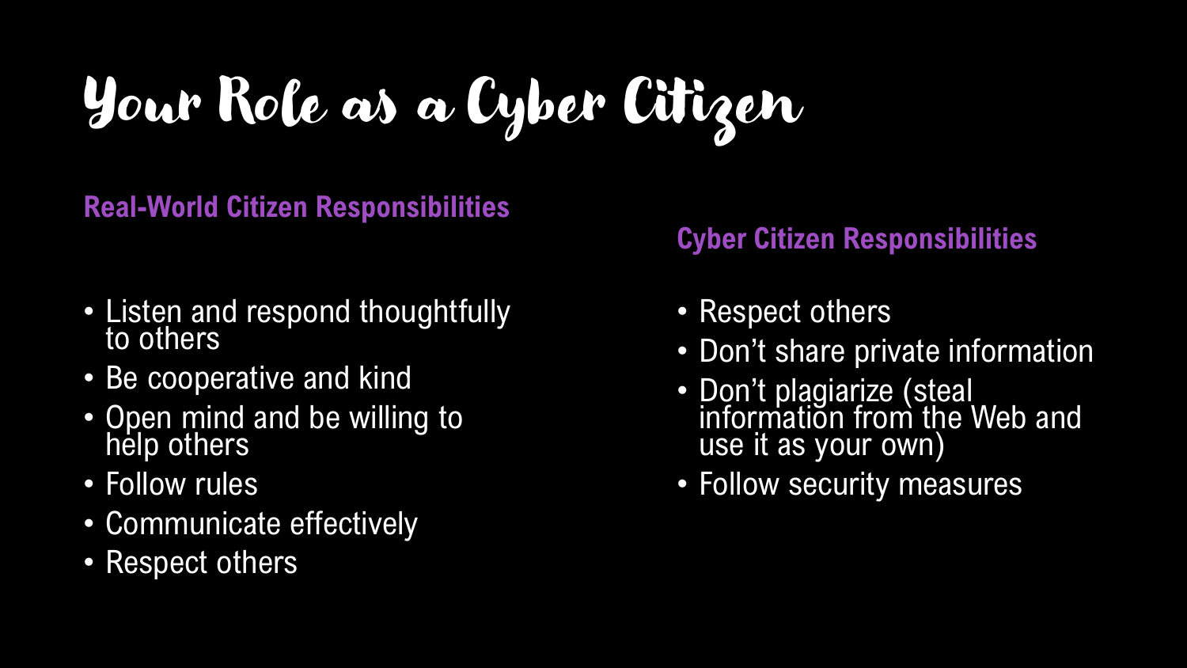# Your Role as a Cyber Citizen

### Real-World Citizen Responsibilities

- Listen and respond thoughtfully to others
- Be cooperative and kind
- Open mind and be willing to help others
- Follow rules
- Communicate effectively
- Respect others

### Cyber Citizen Responsibilities

- Respect others
- Don't share private information
- Don't plagiarize (steal information from the Web and use it as your own)
- Follow security measures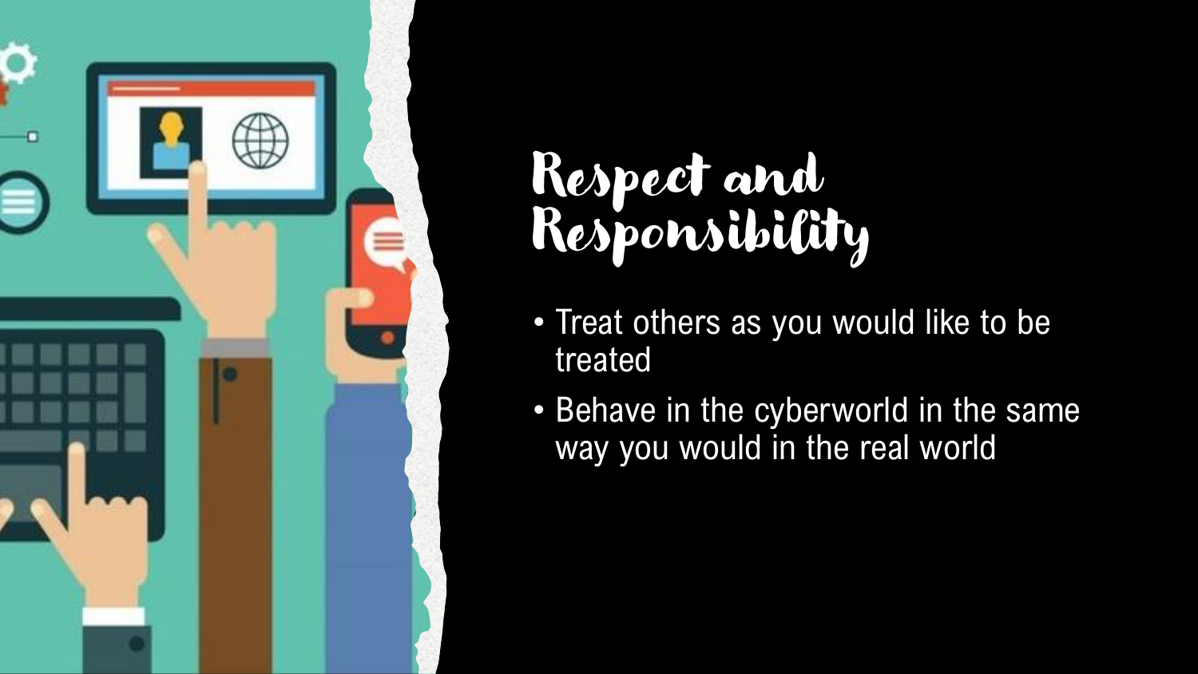# Respect and Responsibility

- Treat others as you would like to be treated
- Behave in the cyberworld in the same way you would in the real world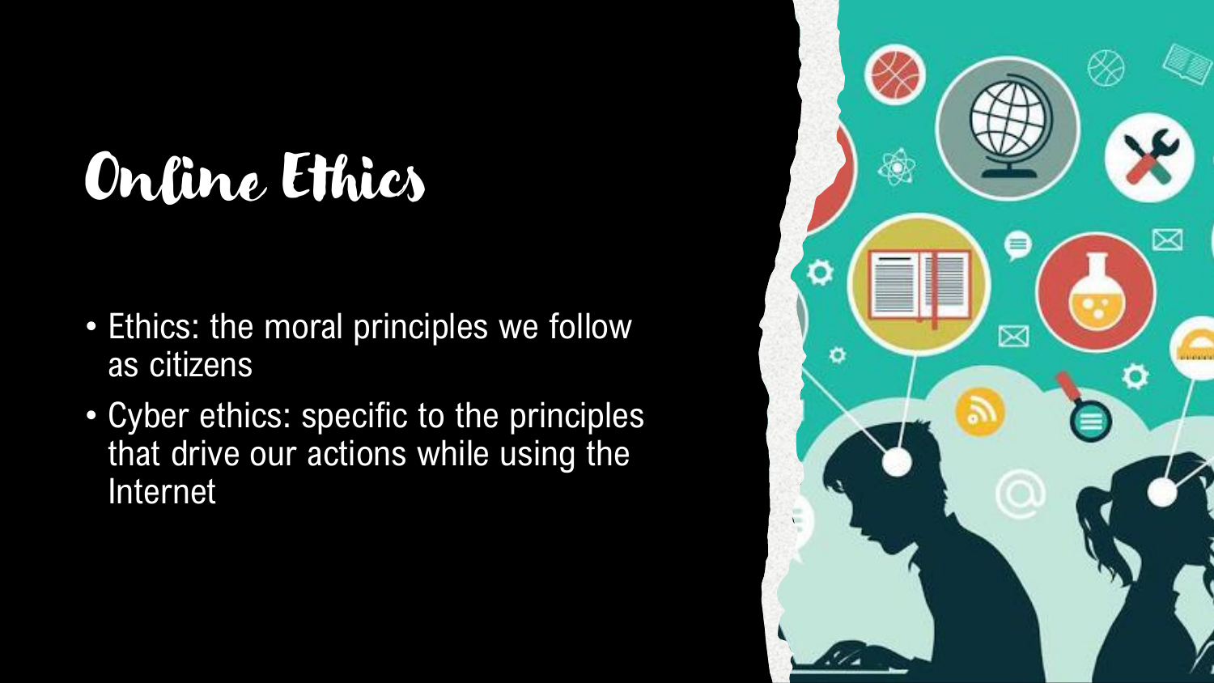# Online Ethics

- Ethics: the moral principles we follow as citizens
- Cyber ethics: specific to the principles that drive our actions while using the Internet